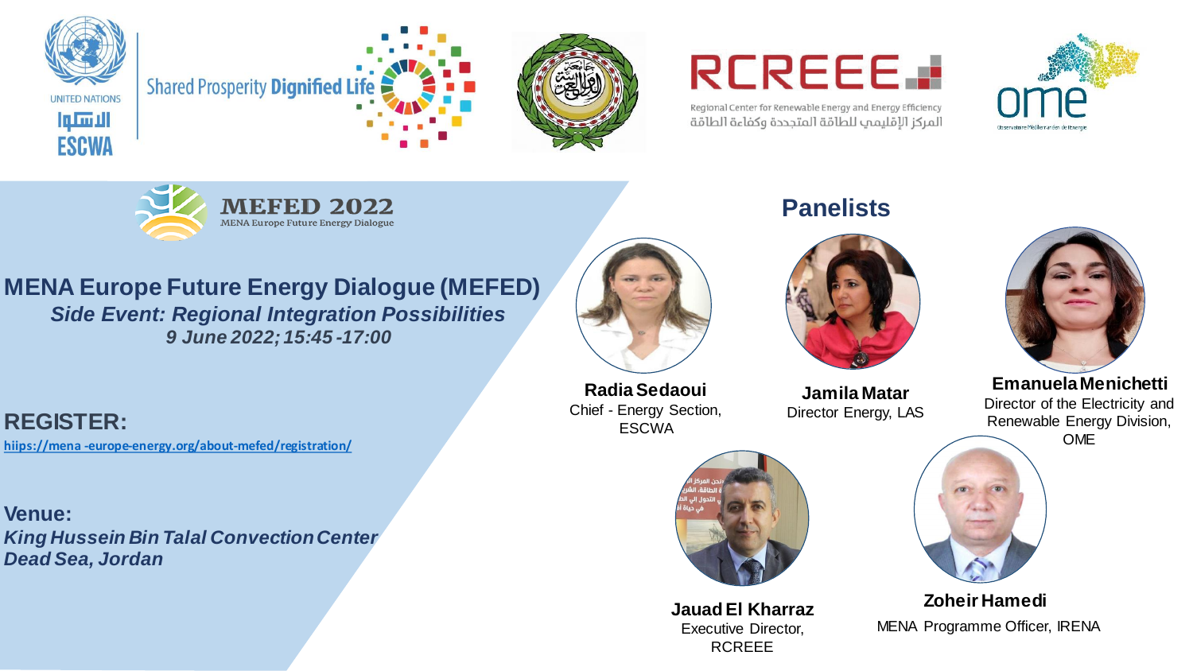UNITED NATIONS

الاسكوا

ESCWA

Shared Prosperity Dignified Life

RCREEE

Regional Center for Renewable Energy and Energy Efficiency

المركز الإقليمي للطاقة المتجددة وكفاءة الطاقة

ome

Observatoire Méditerranéen de l'énergie

MEFED 2022

MENA Europe Future Energy Dialogue

# MENA Europe Future Energy Dialogue (MEFED)

***Side Event: Regional Integration Possibilities***

***9 June 2022; 15:45-17:00***

## REGISTER:

hiips://mena-europe-energy.org/about-mefed/registration/

## Venue:

***King Hussein Bin Talal Convection Center***

***Dead Sea, Jordan***

## Panelists

**Radia Sedaoui**
Chief - Energy Section, ESCWA

**Jamila Matar**
Director Energy, LAS

**Emanuela Menichetti**
Director of the Electricity and Renewable Energy Division, OME

**Jauad El Kharraz**
Executive Director, RCREEE

**Zoheir Hamedi**
MENA Programme Officer, IRENA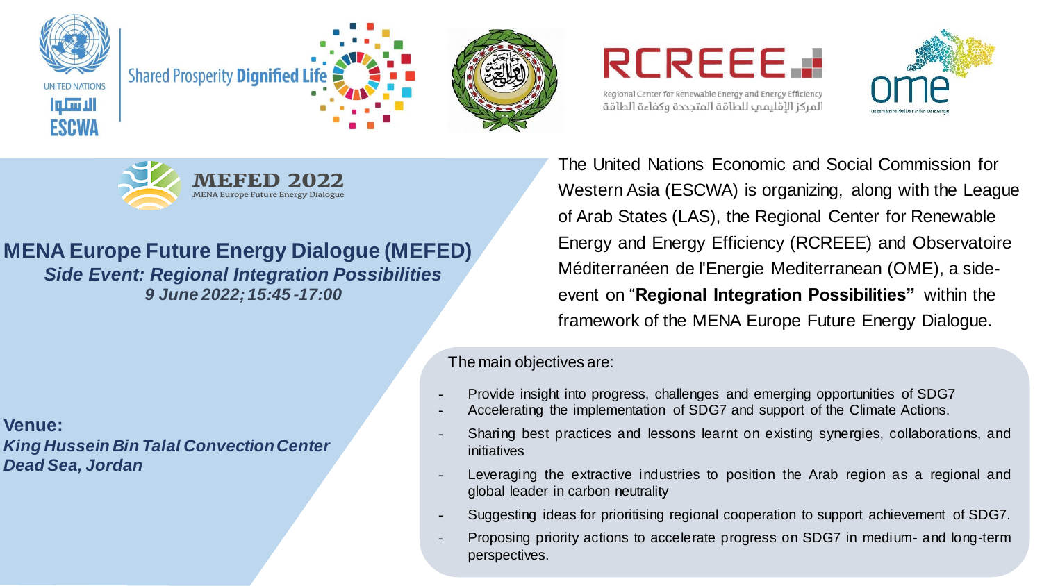UNITED NATIONS

الاسكوا

ESCWA

Shared Prosperity **Dignified Life**

RCREEE

Regional Center for Renewable Energy and Energy Efficiency

المركز الإقليمي للطاقة المتجددة وكفاءة الطاقة

ome

**MEFED 2022**

MENA Europe Future Energy Dialogue

# MENA Europe Future Energy Dialogue (MEFED)

***Side Event: Regional Integration Possibilities***

***9 June 2022; 15:45 -17:00***

**Venue:**

***King Hussein Bin Talal Convection Center***

***Dead Sea, Jordan***

The United Nations Economic and Social Commission for Western Asia (ESCWA) is organizing, along with the League of Arab States (LAS), the Regional Center for Renewable Energy and Energy Efficiency (RCREEE) and Observatoire Méditerranéen de l'Energie Mediterranean (OME), a side-event on "**Regional Integration Possibilities"** within the framework of the MENA Europe Future Energy Dialogue.

The main objectives are:

- Provide insight into progress, challenges and emerging opportunities of SDG7
- Accelerating the implementation of SDG7 and support of the Climate Actions.
- Sharing best practices and lessons learnt on existing synergies, collaborations, and initiatives
- Leveraging the extractive industries to position the Arab region as a regional and global leader in carbon neutrality
- Suggesting ideas for prioritising regional cooperation to support achievement of SDG7.
- Proposing priority actions to accelerate progress on SDG7 in medium- and long-term perspectives.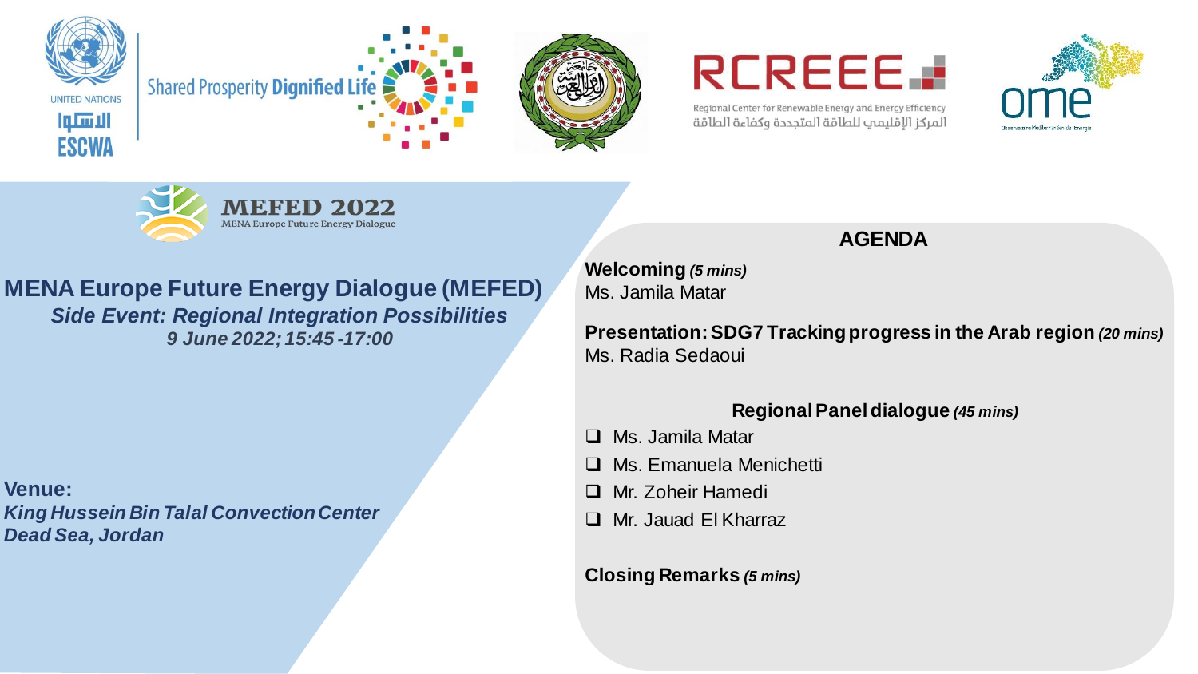UNITED NATIONS

الاسكوا

ESCWA

Shared Prosperity **Dignified Life**

RCREEE

Regional Center for Renewable Energy and Energy Efficiency

المركز الإقليمي للطاقة المتجددة وكفاءة الطاقة

ome

Observatoire Méditerranéen de l'énergie

**MEFED 2022**

MENA Europe Future Energy Dialogue

## MENA Europe Future Energy Dialogue (MEFED)

***Side Event: Regional Integration Possibilities***

***9 June 2022; 15:45 -17:00***

**Venue:**

***King Hussein Bin Talal Convection Center***

***Dead Sea, Jordan***

## AGENDA

**Welcoming** ***(5 mins)***

Ms. Jamila Matar

**Presentation: SDG7 Tracking progress in the Arab region** ***(20 mins)***

Ms. Radia Sedaoui

**Regional Panel dialogue** ***(45 mins)***

- Ms. Jamila Matar
- Ms. Emanuela Menichetti
- Mr. Zoheir Hamedi
- Mr. Jauad El Kharraz

**Closing Remarks** ***(5 mins)***